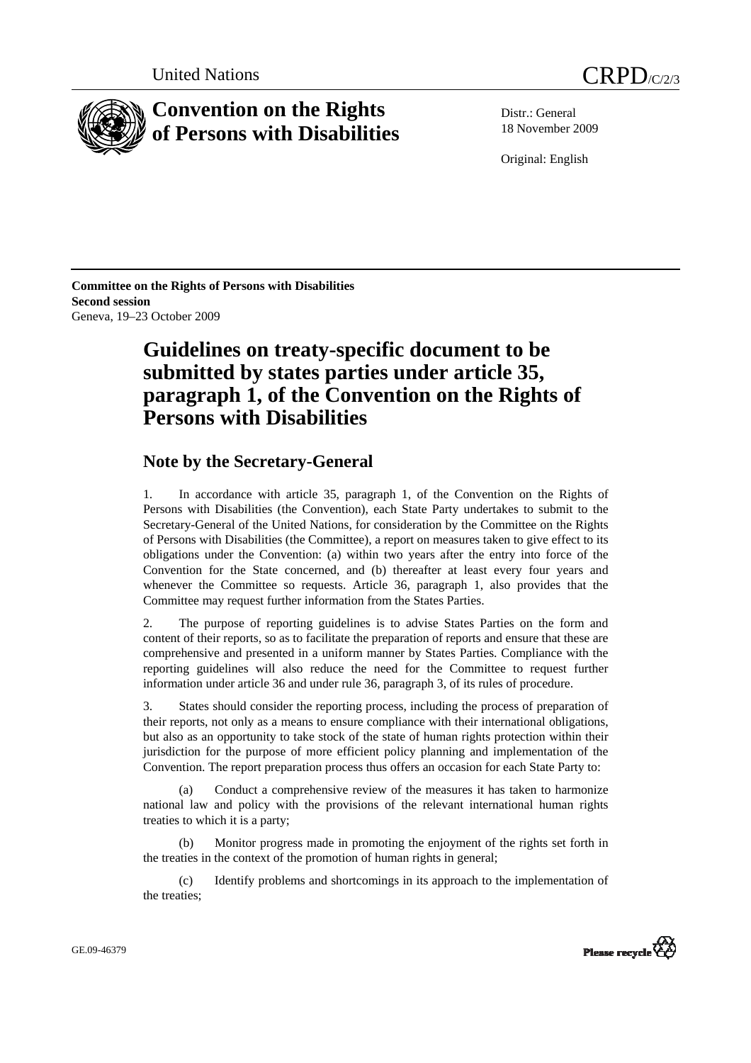United Nations CRPD/C/2/3

# Convention on the Rights of Persons with Disabilities

Distr.: General
18 November 2009

Original: English

**Committee on the Rights of Persons with Disabilities**
**Second session**
Geneva, 19–23 October 2009

# Guidelines on treaty-specific document to be submitted by states parties under article 35, paragraph 1, of the Convention on the Rights of Persons with Disabilities

## Note by the Secretary-General

1. In accordance with article 35, paragraph 1, of the Convention on the Rights of Persons with Disabilities (the Convention), each State Party undertakes to submit to the Secretary-General of the United Nations, for consideration by the Committee on the Rights of Persons with Disabilities (the Committee), a report on measures taken to give effect to its obligations under the Convention: (a) within two years after the entry into force of the Convention for the State concerned, and (b) thereafter at least every four years and whenever the Committee so requests. Article 36, paragraph 1, also provides that the Committee may request further information from the States Parties.

2. The purpose of reporting guidelines is to advise States Parties on the form and content of their reports, so as to facilitate the preparation of reports and ensure that these are comprehensive and presented in a uniform manner by States Parties. Compliance with the reporting guidelines will also reduce the need for the Committee to request further information under article 36 and under rule 36, paragraph 3, of its rules of procedure.

3. States should consider the reporting process, including the process of preparation of their reports, not only as a means to ensure compliance with their international obligations, but also as an opportunity to take stock of the state of human rights protection within their jurisdiction for the purpose of more efficient policy planning and implementation of the Convention. The report preparation process thus offers an occasion for each State Party to:

(a) Conduct a comprehensive review of the measures it has taken to harmonize national law and policy with the provisions of the relevant international human rights treaties to which it is a party;

(b) Monitor progress made in promoting the enjoyment of the rights set forth in the treaties in the context of the promotion of human rights in general;

(c) Identify problems and shortcomings in its approach to the implementation of the treaties;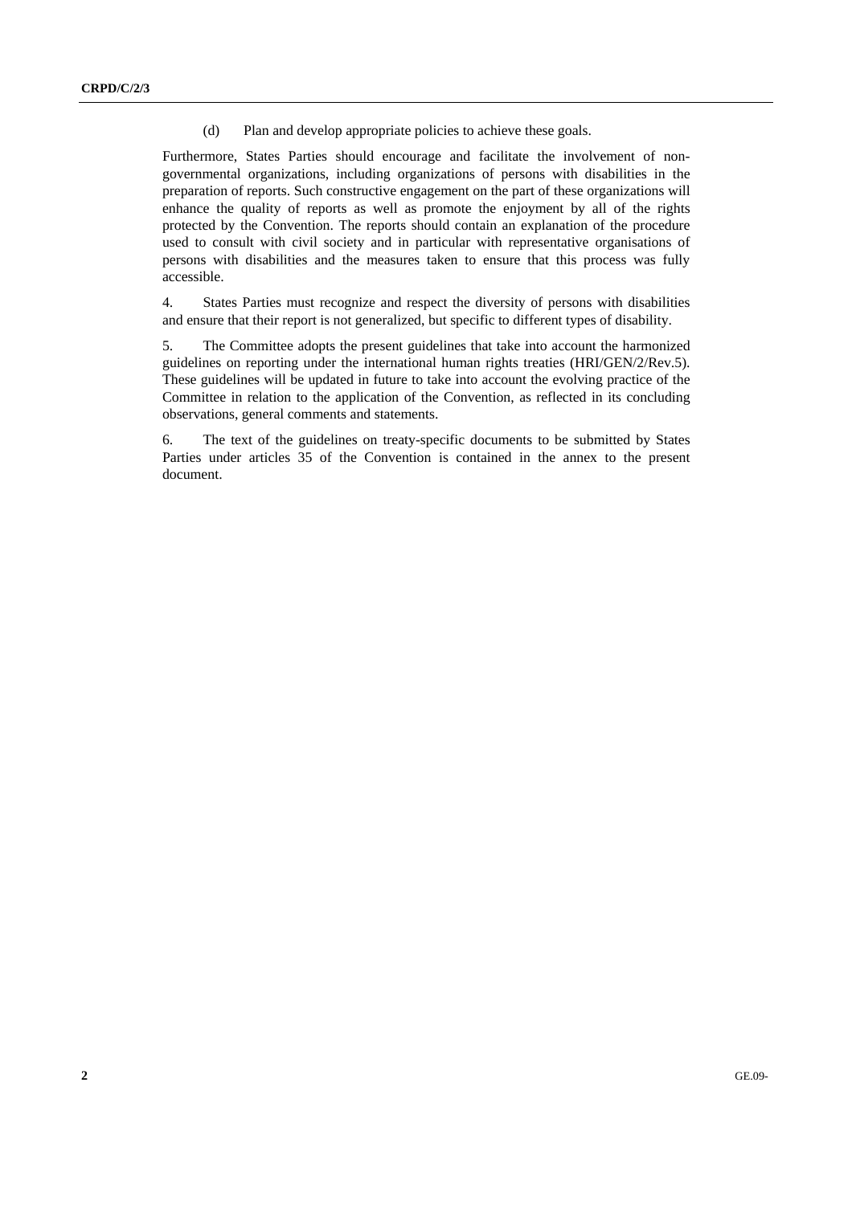(d) Plan and develop appropriate policies to achieve these goals.

Furthermore, States Parties should encourage and facilitate the involvement of non-governmental organizations, including organizations of persons with disabilities in the preparation of reports. Such constructive engagement on the part of these organizations will enhance the quality of reports as well as promote the enjoyment by all of the rights protected by the Convention. The reports should contain an explanation of the procedure used to consult with civil society and in particular with representative organisations of persons with disabilities and the measures taken to ensure that this process was fully accessible.

4. States Parties must recognize and respect the diversity of persons with disabilities and ensure that their report is not generalized, but specific to different types of disability.

5. The Committee adopts the present guidelines that take into account the harmonized guidelines on reporting under the international human rights treaties (HRI/GEN/2/Rev.5). These guidelines will be updated in future to take into account the evolving practice of the Committee in relation to the application of the Convention, as reflected in its concluding observations, general comments and statements.

6. The text of the guidelines on treaty-specific documents to be submitted by States Parties under articles 35 of the Convention is contained in the annex to the present document.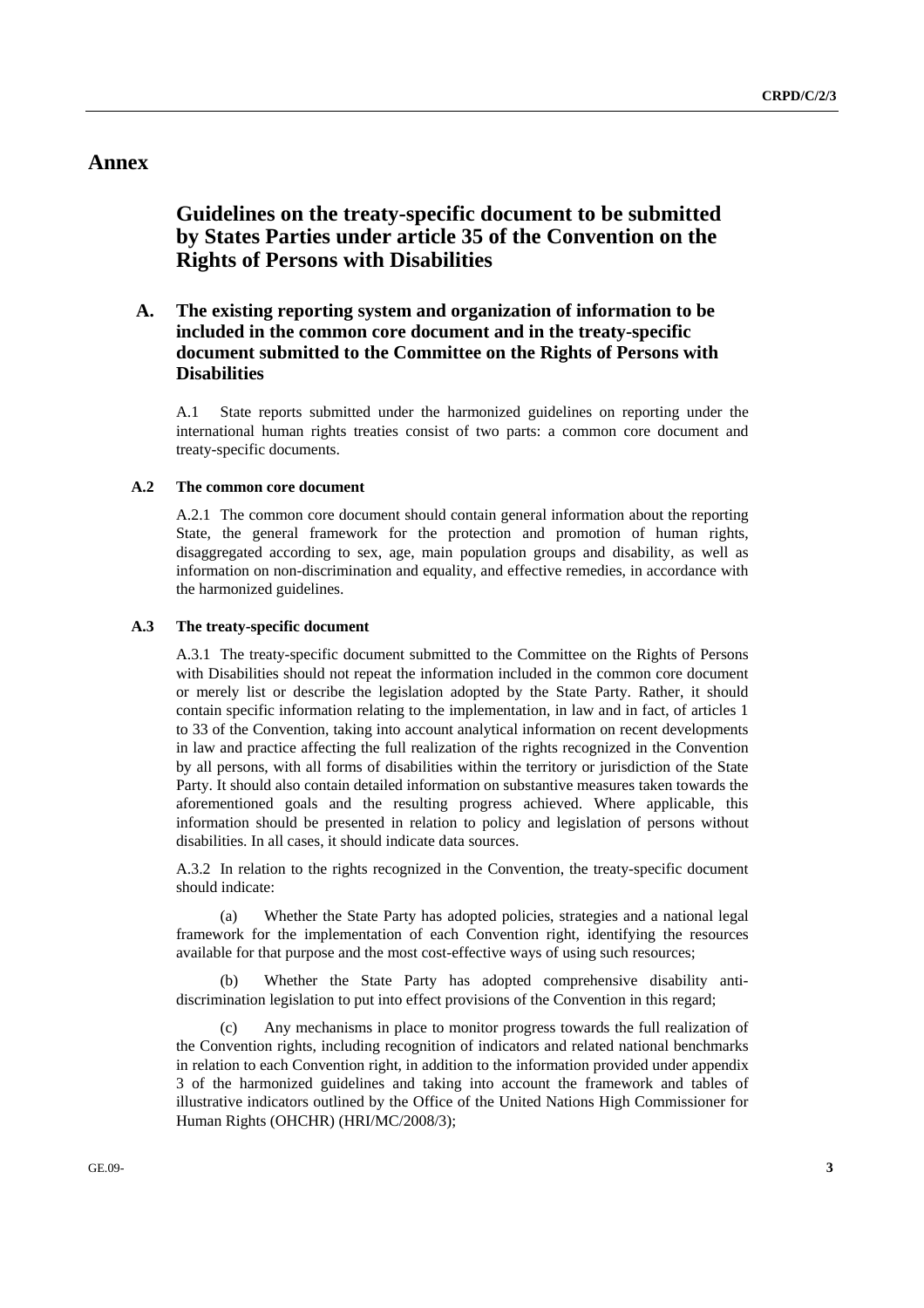# Annex

## Guidelines on the treaty-specific document to be submitted by States Parties under article 35 of the Convention on the Rights of Persons with Disabilities

### A. The existing reporting system and organization of information to be included in the common core document and in the treaty-specific document submitted to the Committee on the Rights of Persons with Disabilities

A.1 State reports submitted under the harmonized guidelines on reporting under the international human rights treaties consist of two parts: a common core document and treaty-specific documents.

#### A.2 The common core document

A.2.1 The common core document should contain general information about the reporting State, the general framework for the protection and promotion of human rights, disaggregated according to sex, age, main population groups and disability, as well as information on non-discrimination and equality, and effective remedies, in accordance with the harmonized guidelines.

#### A.3 The treaty-specific document

A.3.1 The treaty-specific document submitted to the Committee on the Rights of Persons with Disabilities should not repeat the information included in the common core document or merely list or describe the legislation adopted by the State Party. Rather, it should contain specific information relating to the implementation, in law and in fact, of articles 1 to 33 of the Convention, taking into account analytical information on recent developments in law and practice affecting the full realization of the rights recognized in the Convention by all persons, with all forms of disabilities within the territory or jurisdiction of the State Party. It should also contain detailed information on substantive measures taken towards the aforementioned goals and the resulting progress achieved. Where applicable, this information should be presented in relation to policy and legislation of persons without disabilities. In all cases, it should indicate data sources.

A.3.2 In relation to the rights recognized in the Convention, the treaty-specific document should indicate:

(a) Whether the State Party has adopted policies, strategies and a national legal framework for the implementation of each Convention right, identifying the resources available for that purpose and the most cost-effective ways of using such resources;

(b) Whether the State Party has adopted comprehensive disability anti-discrimination legislation to put into effect provisions of the Convention in this regard;

(c) Any mechanisms in place to monitor progress towards the full realization of the Convention rights, including recognition of indicators and related national benchmarks in relation to each Convention right, in addition to the information provided under appendix 3 of the harmonized guidelines and taking into account the framework and tables of illustrative indicators outlined by the Office of the United Nations High Commissioner for Human Rights (OHCHR) (HRI/MC/2008/3);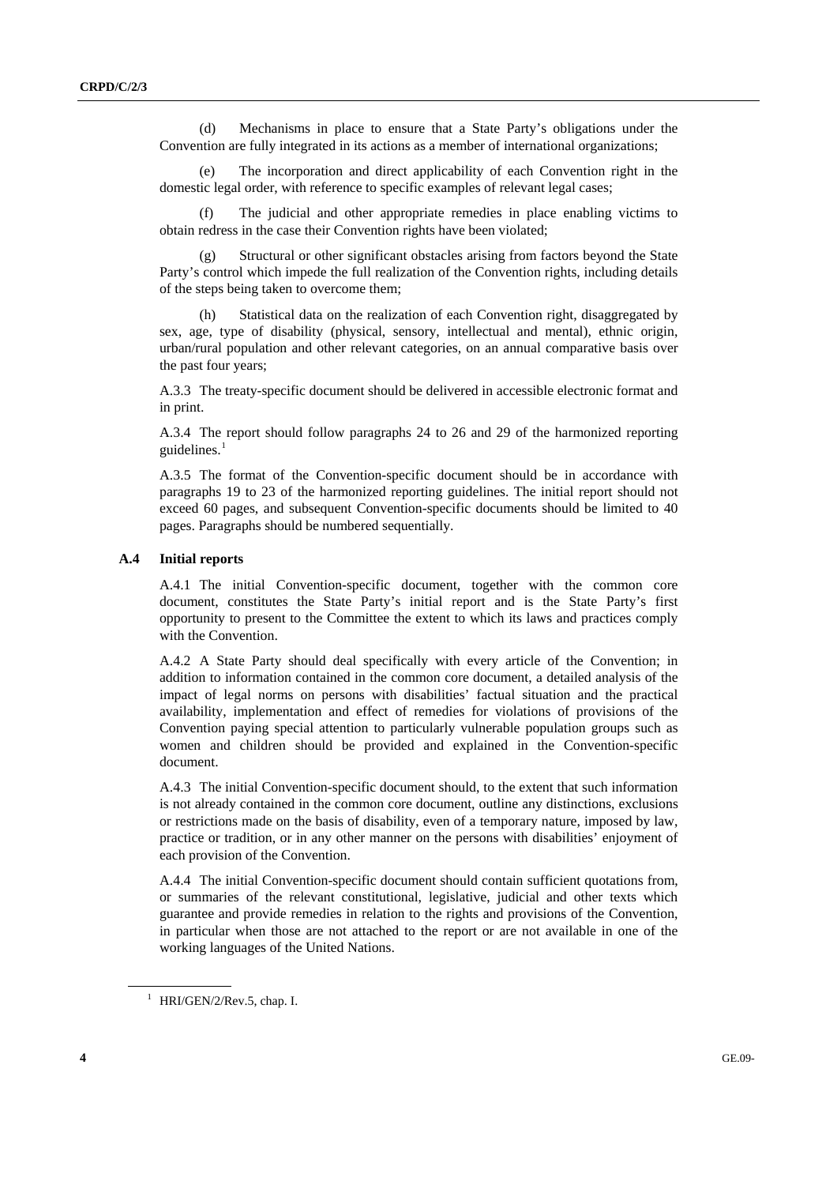(d) Mechanisms in place to ensure that a State Party's obligations under the Convention are fully integrated in its actions as a member of international organizations;

(e) The incorporation and direct applicability of each Convention right in the domestic legal order, with reference to specific examples of relevant legal cases;

(f) The judicial and other appropriate remedies in place enabling victims to obtain redress in the case their Convention rights have been violated;

(g) Structural or other significant obstacles arising from factors beyond the State Party's control which impede the full realization of the Convention rights, including details of the steps being taken to overcome them;

(h) Statistical data on the realization of each Convention right, disaggregated by sex, age, type of disability (physical, sensory, intellectual and mental), ethnic origin, urban/rural population and other relevant categories, on an annual comparative basis over the past four years;

A.3.3 The treaty-specific document should be delivered in accessible electronic format and in print.

A.3.4 The report should follow paragraphs 24 to 26 and 29 of the harmonized reporting guidelines.[1]

A.3.5 The format of the Convention-specific document should be in accordance with paragraphs 19 to 23 of the harmonized reporting guidelines. The initial report should not exceed 60 pages, and subsequent Convention-specific documents should be limited to 40 pages. Paragraphs should be numbered sequentially.

### A.4 Initial reports

A.4.1 The initial Convention-specific document, together with the common core document, constitutes the State Party's initial report and is the State Party's first opportunity to present to the Committee the extent to which its laws and practices comply with the Convention.

A.4.2 A State Party should deal specifically with every article of the Convention; in addition to information contained in the common core document, a detailed analysis of the impact of legal norms on persons with disabilities' factual situation and the practical availability, implementation and effect of remedies for violations of provisions of the Convention paying special attention to particularly vulnerable population groups such as women and children should be provided and explained in the Convention-specific document.

A.4.3 The initial Convention-specific document should, to the extent that such information is not already contained in the common core document, outline any distinctions, exclusions or restrictions made on the basis of disability, even of a temporary nature, imposed by law, practice or tradition, or in any other manner on the persons with disabilities' enjoyment of each provision of the Convention.

A.4.4 The initial Convention-specific document should contain sufficient quotations from, or summaries of the relevant constitutional, legislative, judicial and other texts which guarantee and provide remedies in relation to the rights and provisions of the Convention, in particular when those are not attached to the report or are not available in one of the working languages of the United Nations.

---

[1] HRI/GEN/2/Rev.5, chap. I.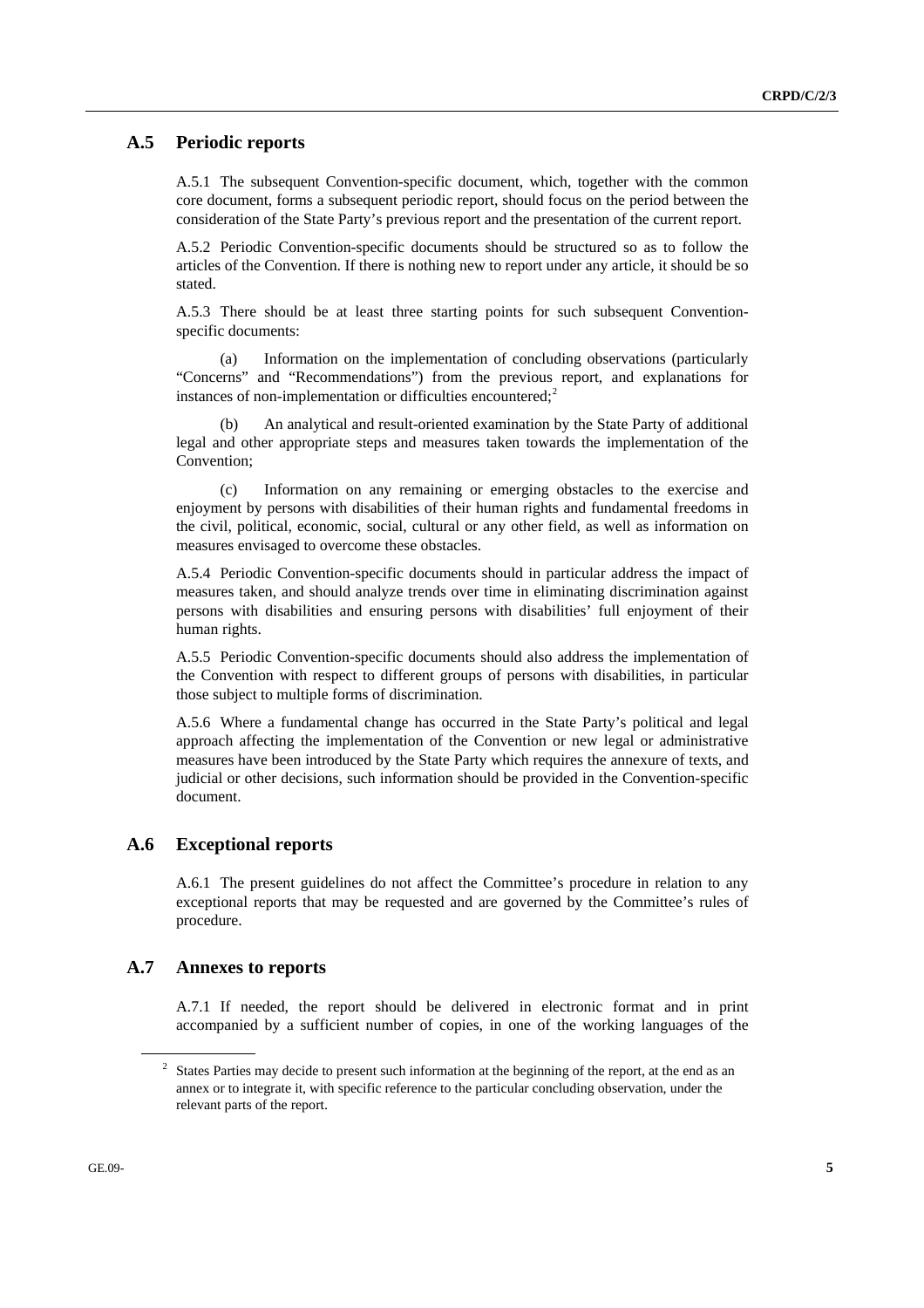## A.5 Periodic reports

A.5.1 The subsequent Convention-specific document, which, together with the common core document, forms a subsequent periodic report, should focus on the period between the consideration of the State Party's previous report and the presentation of the current report.

A.5.2 Periodic Convention-specific documents should be structured so as to follow the articles of the Convention. If there is nothing new to report under any article, it should be so stated.

A.5.3 There should be at least three starting points for such subsequent Convention-specific documents:

(a) Information on the implementation of concluding observations (particularly "Concerns" and "Recommendations") from the previous report, and explanations for instances of non-implementation or difficulties encountered;[2]

(b) An analytical and result-oriented examination by the State Party of additional legal and other appropriate steps and measures taken towards the implementation of the Convention;

(c) Information on any remaining or emerging obstacles to the exercise and enjoyment by persons with disabilities of their human rights and fundamental freedoms in the civil, political, economic, social, cultural or any other field, as well as information on measures envisaged to overcome these obstacles.

A.5.4 Periodic Convention-specific documents should in particular address the impact of measures taken, and should analyze trends over time in eliminating discrimination against persons with disabilities and ensuring persons with disabilities' full enjoyment of their human rights.

A.5.5 Periodic Convention-specific documents should also address the implementation of the Convention with respect to different groups of persons with disabilities, in particular those subject to multiple forms of discrimination.

A.5.6 Where a fundamental change has occurred in the State Party's political and legal approach affecting the implementation of the Convention or new legal or administrative measures have been introduced by the State Party which requires the annexure of texts, and judicial or other decisions, such information should be provided in the Convention-specific document.

## A.6 Exceptional reports

A.6.1 The present guidelines do not affect the Committee's procedure in relation to any exceptional reports that may be requested and are governed by the Committee's rules of procedure.

## A.7 Annexes to reports

A.7.1 If needed, the report should be delivered in electronic format and in print accompanied by a sufficient number of copies, in one of the working languages of the

[2] States Parties may decide to present such information at the beginning of the report, at the end as an annex or to integrate it, with specific reference to the particular concluding observation, under the relevant parts of the report.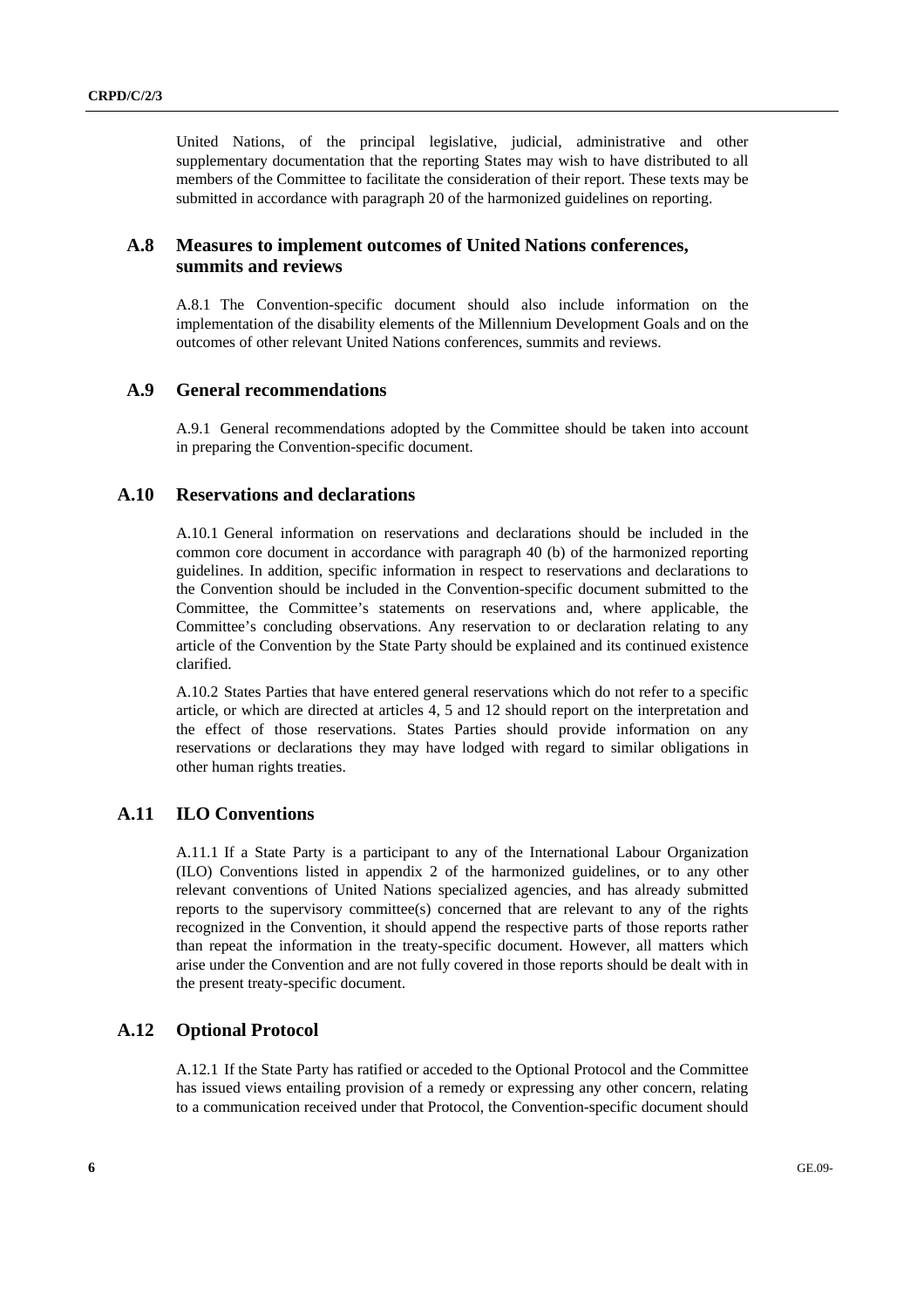United Nations, of the principal legislative, judicial, administrative and other supplementary documentation that the reporting States may wish to have distributed to all members of the Committee to facilitate the consideration of their report. These texts may be submitted in accordance with paragraph 20 of the harmonized guidelines on reporting.

## A.8 Measures to implement outcomes of United Nations conferences, summits and reviews

A.8.1 The Convention-specific document should also include information on the implementation of the disability elements of the Millennium Development Goals and on the outcomes of other relevant United Nations conferences, summits and reviews.

## A.9 General recommendations

A.9.1 General recommendations adopted by the Committee should be taken into account in preparing the Convention-specific document.

## A.10 Reservations and declarations

A.10.1 General information on reservations and declarations should be included in the common core document in accordance with paragraph 40 (b) of the harmonized reporting guidelines. In addition, specific information in respect to reservations and declarations to the Convention should be included in the Convention-specific document submitted to the Committee, the Committee's statements on reservations and, where applicable, the Committee's concluding observations. Any reservation to or declaration relating to any article of the Convention by the State Party should be explained and its continued existence clarified.

A.10.2 States Parties that have entered general reservations which do not refer to a specific article, or which are directed at articles 4, 5 and 12 should report on the interpretation and the effect of those reservations. States Parties should provide information on any reservations or declarations they may have lodged with regard to similar obligations in other human rights treaties.

## A.11 ILO Conventions

A.11.1 If a State Party is a participant to any of the International Labour Organization (ILO) Conventions listed in appendix 2 of the harmonized guidelines, or to any other relevant conventions of United Nations specialized agencies, and has already submitted reports to the supervisory committee(s) concerned that are relevant to any of the rights recognized in the Convention, it should append the respective parts of those reports rather than repeat the information in the treaty-specific document. However, all matters which arise under the Convention and are not fully covered in those reports should be dealt with in the present treaty-specific document.

## A.12 Optional Protocol

A.12.1 If the State Party has ratified or acceded to the Optional Protocol and the Committee has issued views entailing provision of a remedy or expressing any other concern, relating to a communication received under that Protocol, the Convention-specific document should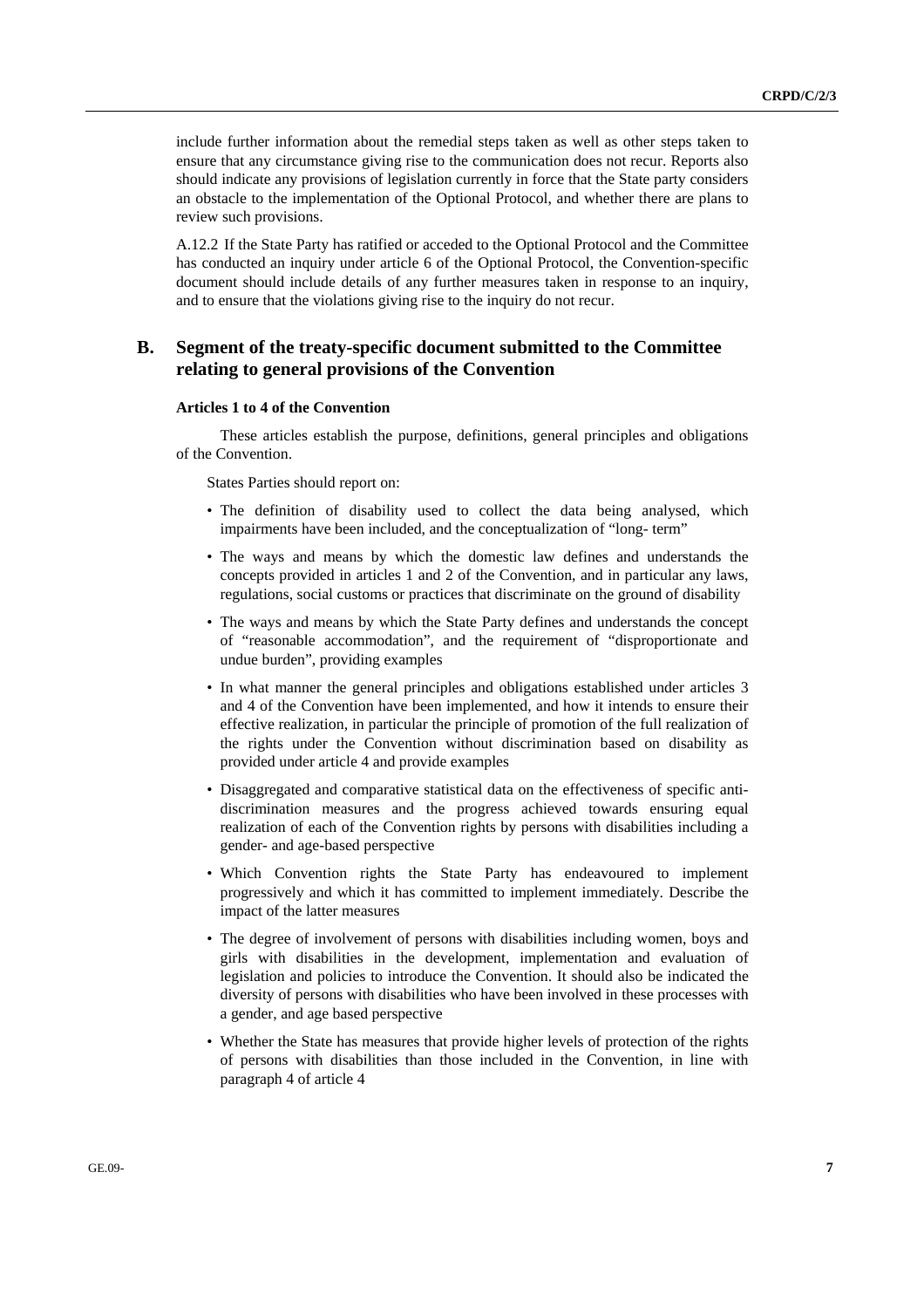include further information about the remedial steps taken as well as other steps taken to ensure that any circumstance giving rise to the communication does not recur. Reports also should indicate any provisions of legislation currently in force that the State party considers an obstacle to the implementation of the Optional Protocol, and whether there are plans to review such provisions.

A.12.2 If the State Party has ratified or acceded to the Optional Protocol and the Committee has conducted an inquiry under article 6 of the Optional Protocol, the Convention-specific document should include details of any further measures taken in response to an inquiry, and to ensure that the violations giving rise to the inquiry do not recur.

## B. Segment of the treaty-specific document submitted to the Committee relating to general provisions of the Convention

### Articles 1 to 4 of the Convention

These articles establish the purpose, definitions, general principles and obligations of the Convention.

States Parties should report on:

- The definition of disability used to collect the data being analysed, which impairments have been included, and the conceptualization of "long- term"
- The ways and means by which the domestic law defines and understands the concepts provided in articles 1 and 2 of the Convention, and in particular any laws, regulations, social customs or practices that discriminate on the ground of disability
- The ways and means by which the State Party defines and understands the concept of "reasonable accommodation", and the requirement of "disproportionate and undue burden", providing examples
- In what manner the general principles and obligations established under articles 3 and 4 of the Convention have been implemented, and how it intends to ensure their effective realization, in particular the principle of promotion of the full realization of the rights under the Convention without discrimination based on disability as provided under article 4 and provide examples
- Disaggregated and comparative statistical data on the effectiveness of specific anti-discrimination measures and the progress achieved towards ensuring equal realization of each of the Convention rights by persons with disabilities including a gender- and age-based perspective
- Which Convention rights the State Party has endeavoured to implement progressively and which it has committed to implement immediately. Describe the impact of the latter measures
- The degree of involvement of persons with disabilities including women, boys and girls with disabilities in the development, implementation and evaluation of legislation and policies to introduce the Convention. It should also be indicated the diversity of persons with disabilities who have been involved in these processes with a gender, and age based perspective
- Whether the State has measures that provide higher levels of protection of the rights of persons with disabilities than those included in the Convention, in line with paragraph 4 of article 4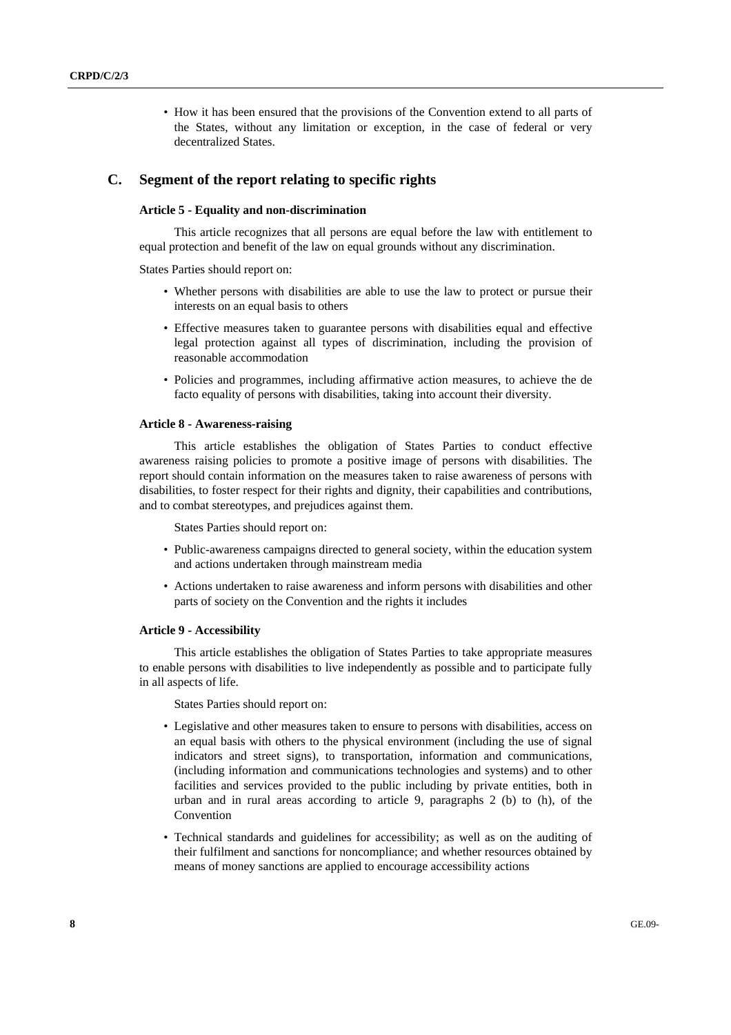- How it has been ensured that the provisions of the Convention extend to all parts of the States, without any limitation or exception, in the case of federal or very decentralized States.

## C. Segment of the report relating to specific rights

### Article 5 - Equality and non-discrimination

This article recognizes that all persons are equal before the law with entitlement to equal protection and benefit of the law on equal grounds without any discrimination.

States Parties should report on:

- Whether persons with disabilities are able to use the law to protect or pursue their interests on an equal basis to others
- Effective measures taken to guarantee persons with disabilities equal and effective legal protection against all types of discrimination, including the provision of reasonable accommodation
- Policies and programmes, including affirmative action measures, to achieve the de facto equality of persons with disabilities, taking into account their diversity.

### Article 8 - Awareness-raising

This article establishes the obligation of States Parties to conduct effective awareness raising policies to promote a positive image of persons with disabilities. The report should contain information on the measures taken to raise awareness of persons with disabilities, to foster respect for their rights and dignity, their capabilities and contributions, and to combat stereotypes, and prejudices against them.

States Parties should report on:

- Public-awareness campaigns directed to general society, within the education system and actions undertaken through mainstream media
- Actions undertaken to raise awareness and inform persons with disabilities and other parts of society on the Convention and the rights it includes

### Article 9 - Accessibility

This article establishes the obligation of States Parties to take appropriate measures to enable persons with disabilities to live independently as possible and to participate fully in all aspects of life.

States Parties should report on:

- Legislative and other measures taken to ensure to persons with disabilities, access on an equal basis with others to the physical environment (including the use of signal indicators and street signs), to transportation, information and communications, (including information and communications technologies and systems) and to other facilities and services provided to the public including by private entities, both in urban and in rural areas according to article 9, paragraphs 2 (b) to (h), of the Convention
- Technical standards and guidelines for accessibility; as well as on the auditing of their fulfilment and sanctions for noncompliance; and whether resources obtained by means of money sanctions are applied to encourage accessibility actions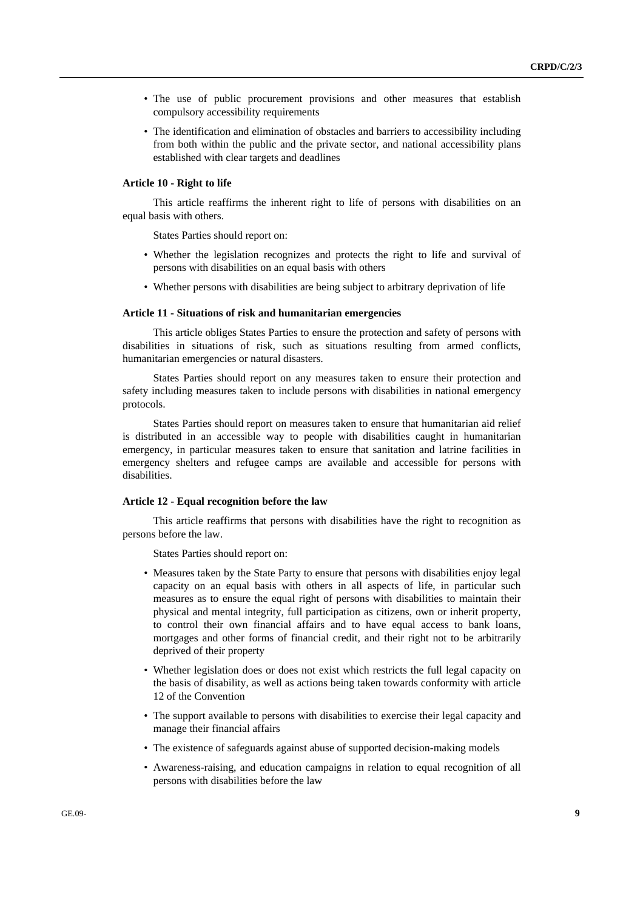- The use of public procurement provisions and other measures that establish compulsory accessibility requirements
- The identification and elimination of obstacles and barriers to accessibility including from both within the public and the private sector, and national accessibility plans established with clear targets and deadlines

**Article 10 - Right to life**

This article reaffirms the inherent right to life of persons with disabilities on an equal basis with others.

States Parties should report on:

- Whether the legislation recognizes and protects the right to life and survival of persons with disabilities on an equal basis with others
- Whether persons with disabilities are being subject to arbitrary deprivation of life

**Article 11 - Situations of risk and humanitarian emergencies**

This article obliges States Parties to ensure the protection and safety of persons with disabilities in situations of risk, such as situations resulting from armed conflicts, humanitarian emergencies or natural disasters.

States Parties should report on any measures taken to ensure their protection and safety including measures taken to include persons with disabilities in national emergency protocols.

States Parties should report on measures taken to ensure that humanitarian aid relief is distributed in an accessible way to people with disabilities caught in humanitarian emergency, in particular measures taken to ensure that sanitation and latrine facilities in emergency shelters and refugee camps are available and accessible for persons with disabilities.

**Article 12 - Equal recognition before the law**

This article reaffirms that persons with disabilities have the right to recognition as persons before the law.

States Parties should report on:

- Measures taken by the State Party to ensure that persons with disabilities enjoy legal capacity on an equal basis with others in all aspects of life, in particular such measures as to ensure the equal right of persons with disabilities to maintain their physical and mental integrity, full participation as citizens, own or inherit property, to control their own financial affairs and to have equal access to bank loans, mortgages and other forms of financial credit, and their right not to be arbitrarily deprived of their property
- Whether legislation does or does not exist which restricts the full legal capacity on the basis of disability, as well as actions being taken towards conformity with article 12 of the Convention
- The support available to persons with disabilities to exercise their legal capacity and manage their financial affairs
- The existence of safeguards against abuse of supported decision-making models
- Awareness-raising, and education campaigns in relation to equal recognition of all persons with disabilities before the law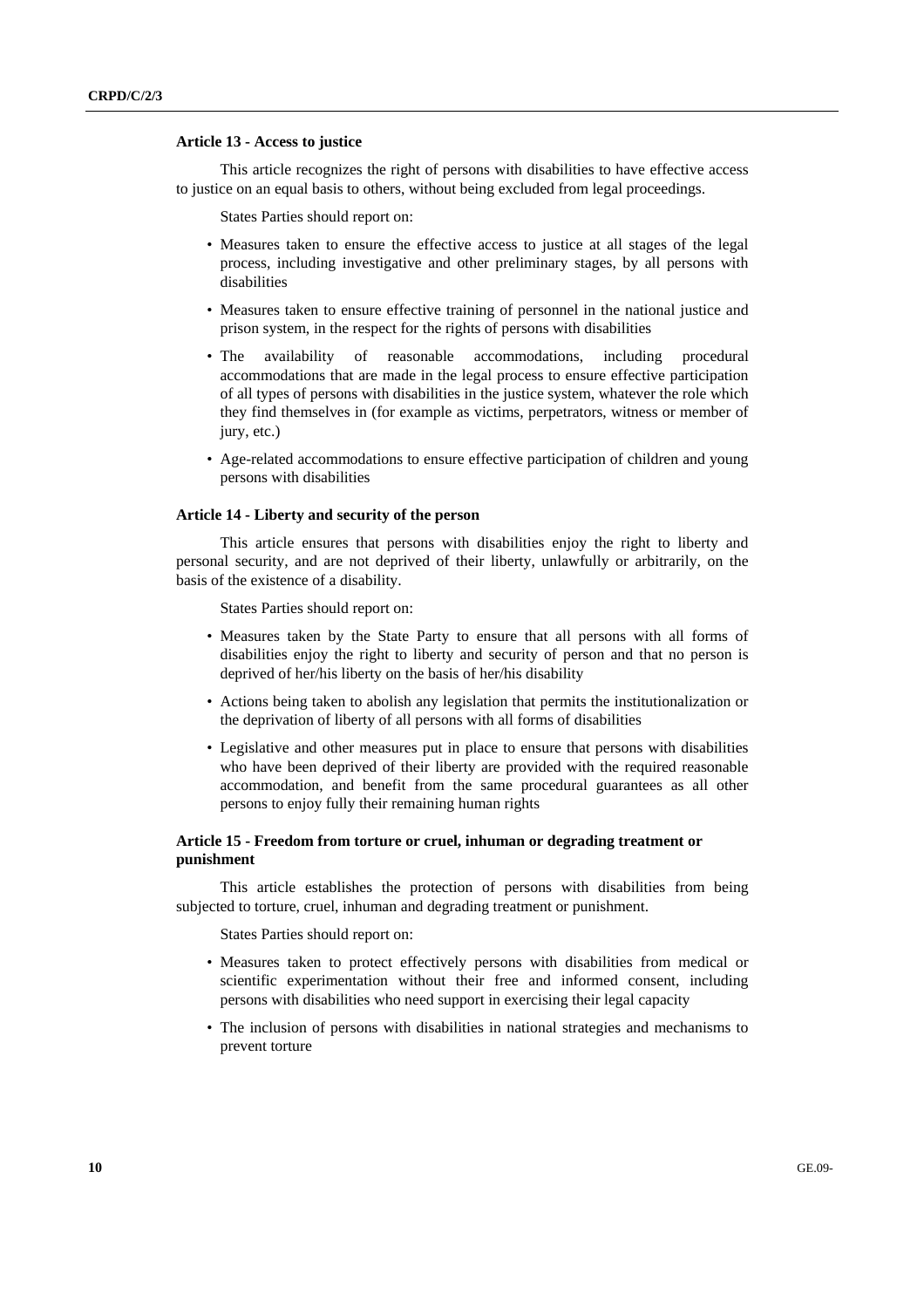**Article 13 - Access to justice**

This article recognizes the right of persons with disabilities to have effective access to justice on an equal basis to others, without being excluded from legal proceedings.

States Parties should report on:

- Measures taken to ensure the effective access to justice at all stages of the legal process, including investigative and other preliminary stages, by all persons with disabilities
- Measures taken to ensure effective training of personnel in the national justice and prison system, in the respect for the rights of persons with disabilities
- The availability of reasonable accommodations, including procedural accommodations that are made in the legal process to ensure effective participation of all types of persons with disabilities in the justice system, whatever the role which they find themselves in (for example as victims, perpetrators, witness or member of jury, etc.)
- Age-related accommodations to ensure effective participation of children and young persons with disabilities

**Article 14 - Liberty and security of the person**

This article ensures that persons with disabilities enjoy the right to liberty and personal security, and are not deprived of their liberty, unlawfully or arbitrarily, on the basis of the existence of a disability.

States Parties should report on:

- Measures taken by the State Party to ensure that all persons with all forms of disabilities enjoy the right to liberty and security of person and that no person is deprived of her/his liberty on the basis of her/his disability
- Actions being taken to abolish any legislation that permits the institutionalization or the deprivation of liberty of all persons with all forms of disabilities
- Legislative and other measures put in place to ensure that persons with disabilities who have been deprived of their liberty are provided with the required reasonable accommodation, and benefit from the same procedural guarantees as all other persons to enjoy fully their remaining human rights

**Article 15 - Freedom from torture or cruel, inhuman or degrading treatment or punishment**

This article establishes the protection of persons with disabilities from being subjected to torture, cruel, inhuman and degrading treatment or punishment.

States Parties should report on:

- Measures taken to protect effectively persons with disabilities from medical or scientific experimentation without their free and informed consent, including persons with disabilities who need support in exercising their legal capacity
- The inclusion of persons with disabilities in national strategies and mechanisms to prevent torture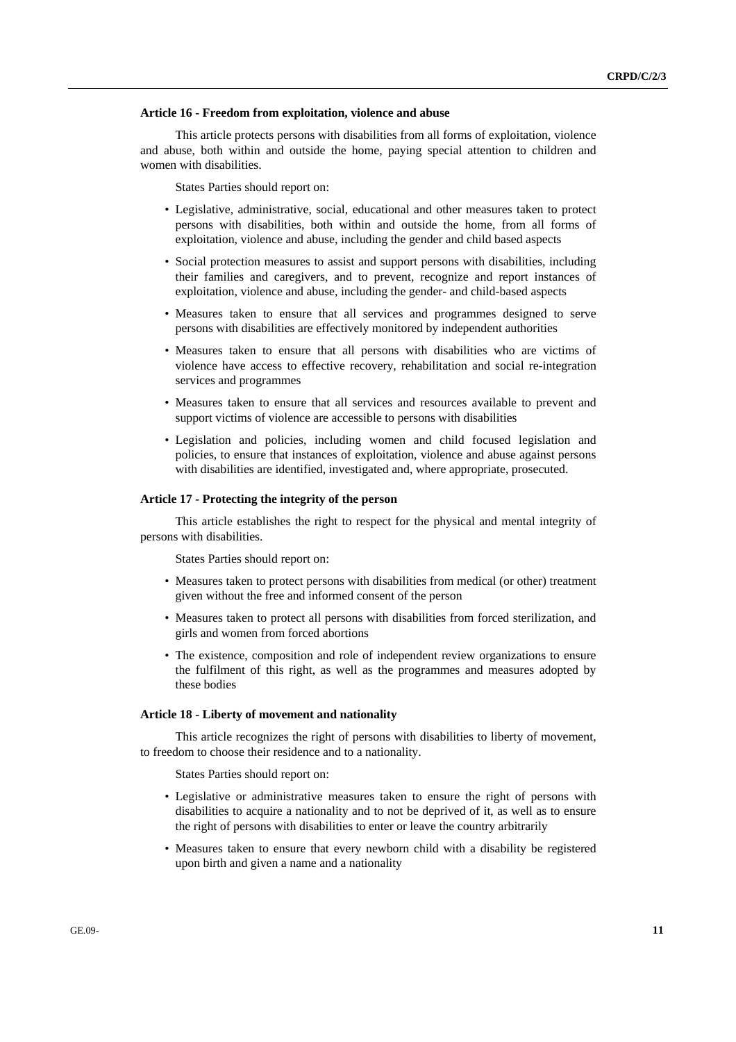**Article 16 - Freedom from exploitation, violence and abuse**

This article protects persons with disabilities from all forms of exploitation, violence and abuse, both within and outside the home, paying special attention to children and women with disabilities.

States Parties should report on:

- Legislative, administrative, social, educational and other measures taken to protect persons with disabilities, both within and outside the home, from all forms of exploitation, violence and abuse, including the gender and child based aspects
- Social protection measures to assist and support persons with disabilities, including their families and caregivers, and to prevent, recognize and report instances of exploitation, violence and abuse, including the gender- and child-based aspects
- Measures taken to ensure that all services and programmes designed to serve persons with disabilities are effectively monitored by independent authorities
- Measures taken to ensure that all persons with disabilities who are victims of violence have access to effective recovery, rehabilitation and social re-integration services and programmes
- Measures taken to ensure that all services and resources available to prevent and support victims of violence are accessible to persons with disabilities
- Legislation and policies, including women and child focused legislation and policies, to ensure that instances of exploitation, violence and abuse against persons with disabilities are identified, investigated and, where appropriate, prosecuted.

**Article 17 - Protecting the integrity of the person**

This article establishes the right to respect for the physical and mental integrity of persons with disabilities.

States Parties should report on:

- Measures taken to protect persons with disabilities from medical (or other) treatment given without the free and informed consent of the person
- Measures taken to protect all persons with disabilities from forced sterilization, and girls and women from forced abortions
- The existence, composition and role of independent review organizations to ensure the fulfilment of this right, as well as the programmes and measures adopted by these bodies

**Article 18 - Liberty of movement and nationality**

This article recognizes the right of persons with disabilities to liberty of movement, to freedom to choose their residence and to a nationality.

States Parties should report on:

- Legislative or administrative measures taken to ensure the right of persons with disabilities to acquire a nationality and to not be deprived of it, as well as to ensure the right of persons with disabilities to enter or leave the country arbitrarily
- Measures taken to ensure that every newborn child with a disability be registered upon birth and given a name and a nationality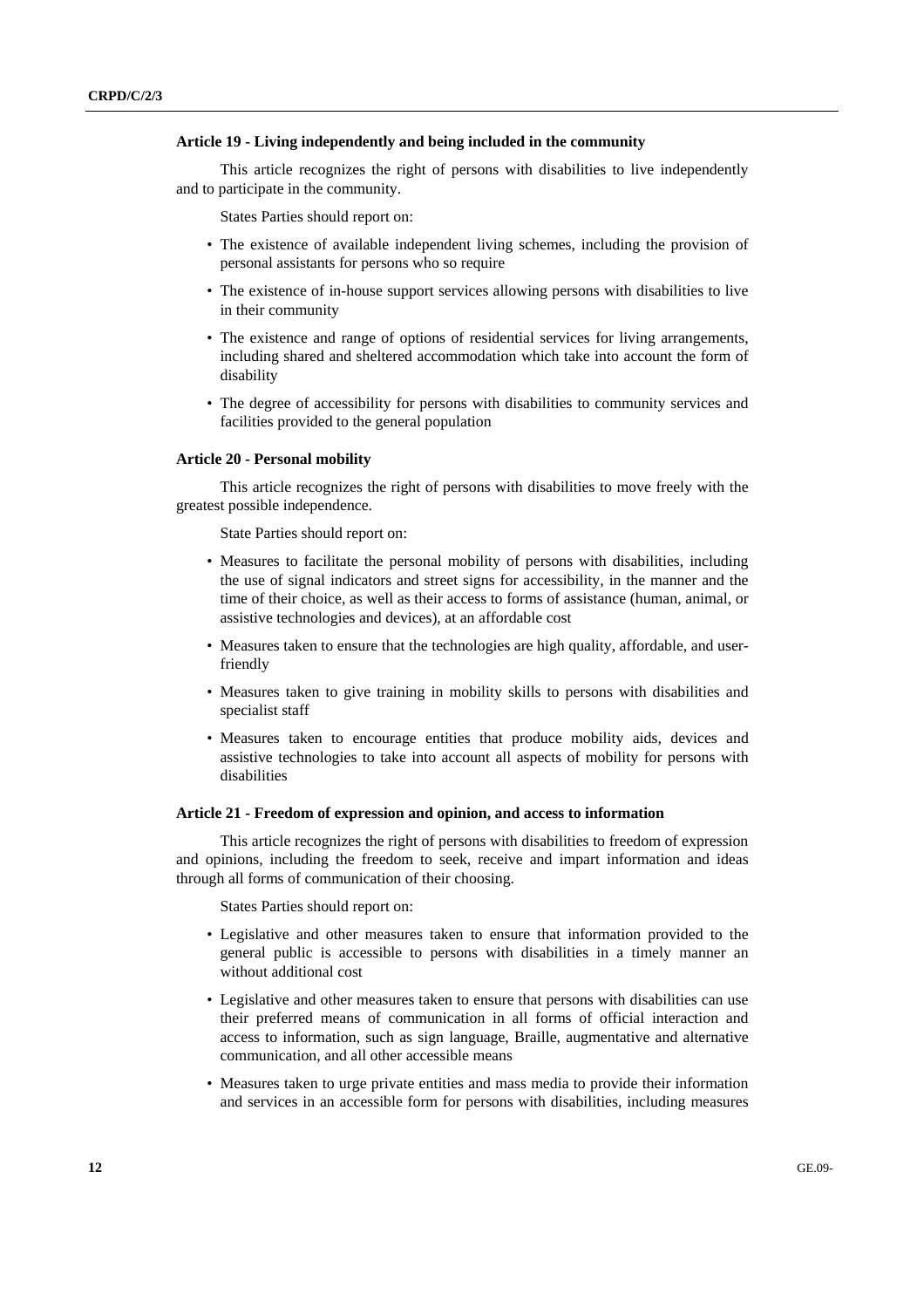### Article 19 - Living independently and being included in the community

This article recognizes the right of persons with disabilities to live independently and to participate in the community.

States Parties should report on:

- The existence of available independent living schemes, including the provision of personal assistants for persons who so require
- The existence of in-house support services allowing persons with disabilities to live in their community
- The existence and range of options of residential services for living arrangements, including shared and sheltered accommodation which take into account the form of disability
- The degree of accessibility for persons with disabilities to community services and facilities provided to the general population

### Article 20 - Personal mobility

This article recognizes the right of persons with disabilities to move freely with the greatest possible independence.

State Parties should report on:

- Measures to facilitate the personal mobility of persons with disabilities, including the use of signal indicators and street signs for accessibility, in the manner and the time of their choice, as well as their access to forms of assistance (human, animal, or assistive technologies and devices), at an affordable cost
- Measures taken to ensure that the technologies are high quality, affordable, and user-friendly
- Measures taken to give training in mobility skills to persons with disabilities and specialist staff
- Measures taken to encourage entities that produce mobility aids, devices and assistive technologies to take into account all aspects of mobility for persons with disabilities

### Article 21 - Freedom of expression and opinion, and access to information

This article recognizes the right of persons with disabilities to freedom of expression and opinions, including the freedom to seek, receive and impart information and ideas through all forms of communication of their choosing.

States Parties should report on:

- Legislative and other measures taken to ensure that information provided to the general public is accessible to persons with disabilities in a timely manner an without additional cost
- Legislative and other measures taken to ensure that persons with disabilities can use their preferred means of communication in all forms of official interaction and access to information, such as sign language, Braille, augmentative and alternative communication, and all other accessible means
- Measures taken to urge private entities and mass media to provide their information and services in an accessible form for persons with disabilities, including measures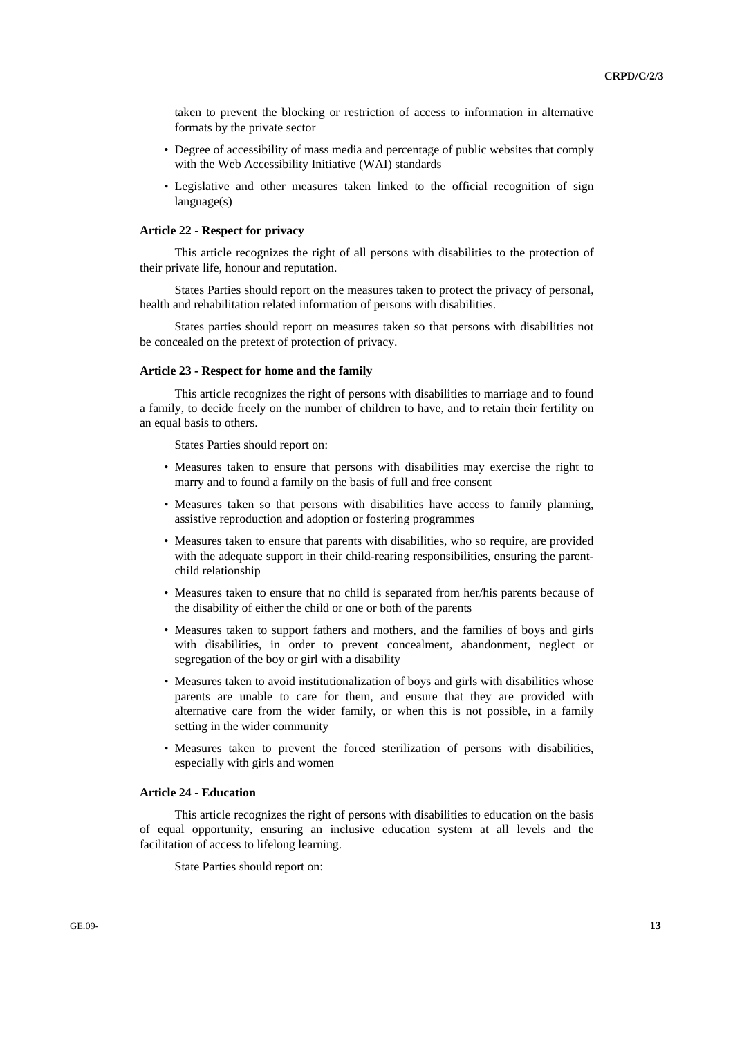taken to prevent the blocking or restriction of access to information in alternative formats by the private sector

- Degree of accessibility of mass media and percentage of public websites that comply with the Web Accessibility Initiative (WAI) standards
- Legislative and other measures taken linked to the official recognition of sign language(s)

**Article 22 - Respect for privacy**

This article recognizes the right of all persons with disabilities to the protection of their private life, honour and reputation.

States Parties should report on the measures taken to protect the privacy of personal, health and rehabilitation related information of persons with disabilities.

States parties should report on measures taken so that persons with disabilities not be concealed on the pretext of protection of privacy.

**Article 23 - Respect for home and the family**

This article recognizes the right of persons with disabilities to marriage and to found a family, to decide freely on the number of children to have, and to retain their fertility on an equal basis to others.

States Parties should report on:

- Measures taken to ensure that persons with disabilities may exercise the right to marry and to found a family on the basis of full and free consent
- Measures taken so that persons with disabilities have access to family planning, assistive reproduction and adoption or fostering programmes
- Measures taken to ensure that parents with disabilities, who so require, are provided with the adequate support in their child-rearing responsibilities, ensuring the parent-child relationship
- Measures taken to ensure that no child is separated from her/his parents because of the disability of either the child or one or both of the parents
- Measures taken to support fathers and mothers, and the families of boys and girls with disabilities, in order to prevent concealment, abandonment, neglect or segregation of the boy or girl with a disability
- Measures taken to avoid institutionalization of boys and girls with disabilities whose parents are unable to care for them, and ensure that they are provided with alternative care from the wider family, or when this is not possible, in a family setting in the wider community
- Measures taken to prevent the forced sterilization of persons with disabilities, especially with girls and women

**Article 24 - Education**

This article recognizes the right of persons with disabilities to education on the basis of equal opportunity, ensuring an inclusive education system at all levels and the facilitation of access to lifelong learning.

State Parties should report on: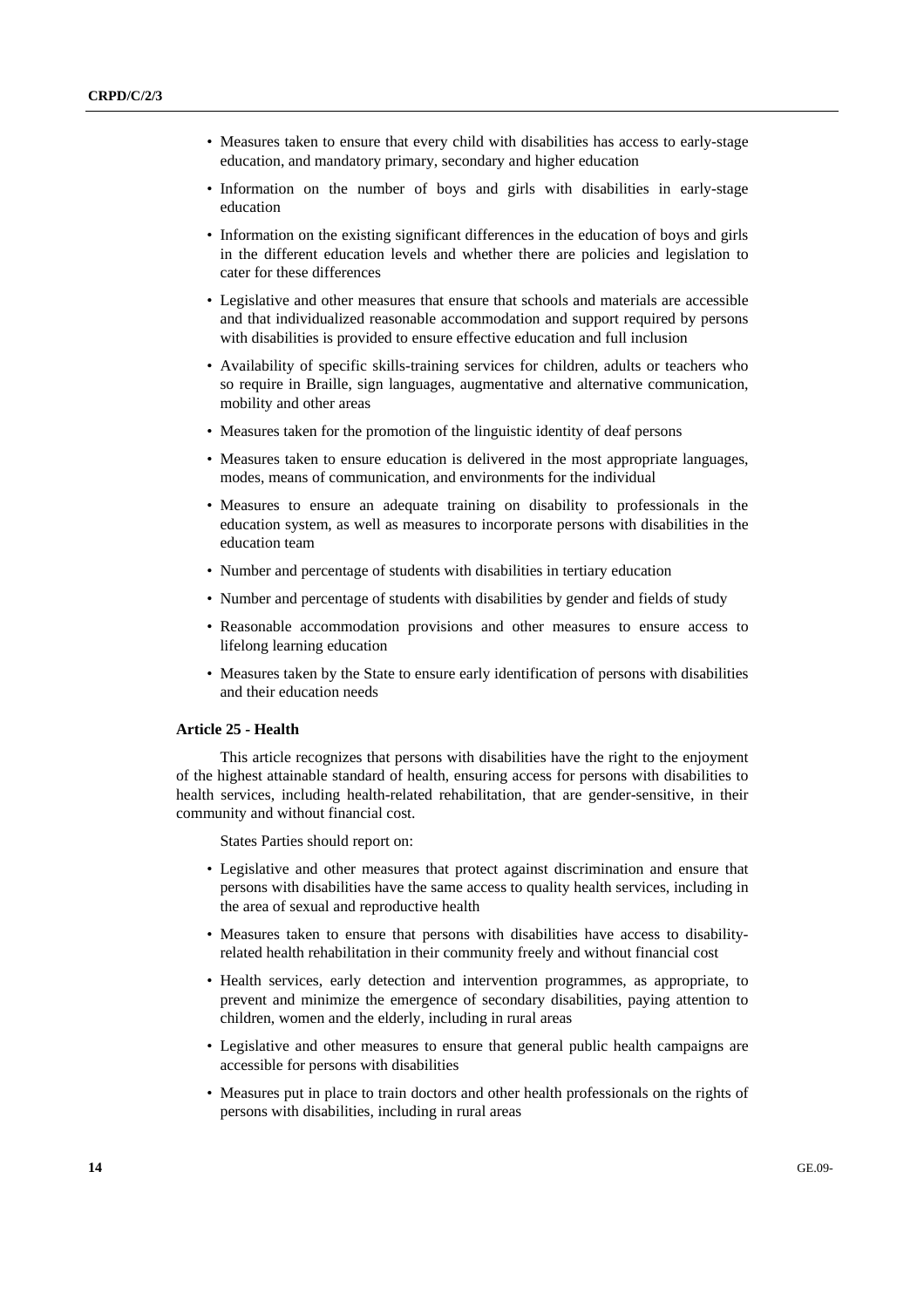- Measures taken to ensure that every child with disabilities has access to early-stage education, and mandatory primary, secondary and higher education
- Information on the number of boys and girls with disabilities in early-stage education
- Information on the existing significant differences in the education of boys and girls in the different education levels and whether there are policies and legislation to cater for these differences
- Legislative and other measures that ensure that schools and materials are accessible and that individualized reasonable accommodation and support required by persons with disabilities is provided to ensure effective education and full inclusion
- Availability of specific skills-training services for children, adults or teachers who so require in Braille, sign languages, augmentative and alternative communication, mobility and other areas
- Measures taken for the promotion of the linguistic identity of deaf persons
- Measures taken to ensure education is delivered in the most appropriate languages, modes, means of communication, and environments for the individual
- Measures to ensure an adequate training on disability to professionals in the education system, as well as measures to incorporate persons with disabilities in the education team
- Number and percentage of students with disabilities in tertiary education
- Number and percentage of students with disabilities by gender and fields of study
- Reasonable accommodation provisions and other measures to ensure access to lifelong learning education
- Measures taken by the State to ensure early identification of persons with disabilities and their education needs

**Article 25 - Health**

This article recognizes that persons with disabilities have the right to the enjoyment of the highest attainable standard of health, ensuring access for persons with disabilities to health services, including health-related rehabilitation, that are gender-sensitive, in their community and without financial cost.

States Parties should report on:

- Legislative and other measures that protect against discrimination and ensure that persons with disabilities have the same access to quality health services, including in the area of sexual and reproductive health
- Measures taken to ensure that persons with disabilities have access to disability-related health rehabilitation in their community freely and without financial cost
- Health services, early detection and intervention programmes, as appropriate, to prevent and minimize the emergence of secondary disabilities, paying attention to children, women and the elderly, including in rural areas
- Legislative and other measures to ensure that general public health campaigns are accessible for persons with disabilities
- Measures put in place to train doctors and other health professionals on the rights of persons with disabilities, including in rural areas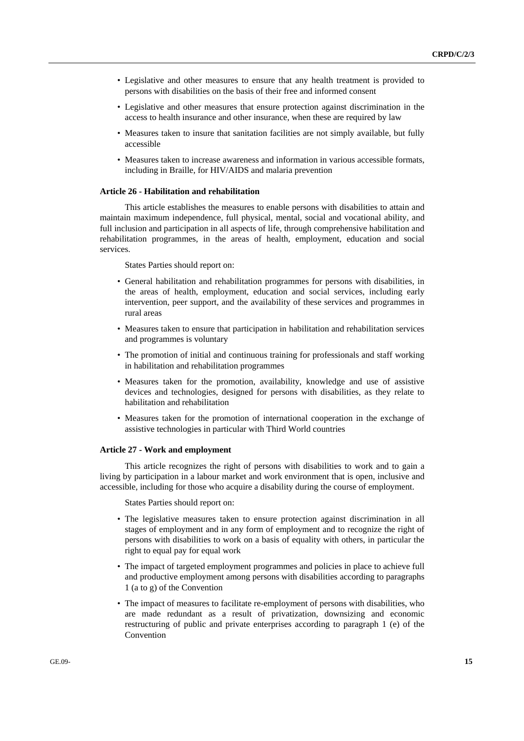- Legislative and other measures to ensure that any health treatment is provided to persons with disabilities on the basis of their free and informed consent
- Legislative and other measures that ensure protection against discrimination in the access to health insurance and other insurance, when these are required by law
- Measures taken to insure that sanitation facilities are not simply available, but fully accessible
- Measures taken to increase awareness and information in various accessible formats, including in Braille, for HIV/AIDS and malaria prevention

**Article 26 - Habilitation and rehabilitation**

This article establishes the measures to enable persons with disabilities to attain and maintain maximum independence, full physical, mental, social and vocational ability, and full inclusion and participation in all aspects of life, through comprehensive habilitation and rehabilitation programmes, in the areas of health, employment, education and social services.

States Parties should report on:

- General habilitation and rehabilitation programmes for persons with disabilities, in the areas of health, employment, education and social services, including early intervention, peer support, and the availability of these services and programmes in rural areas
- Measures taken to ensure that participation in habilitation and rehabilitation services and programmes is voluntary
- The promotion of initial and continuous training for professionals and staff working in habilitation and rehabilitation programmes
- Measures taken for the promotion, availability, knowledge and use of assistive devices and technologies, designed for persons with disabilities, as they relate to habilitation and rehabilitation
- Measures taken for the promotion of international cooperation in the exchange of assistive technologies in particular with Third World countries

**Article 27 - Work and employment**

This article recognizes the right of persons with disabilities to work and to gain a living by participation in a labour market and work environment that is open, inclusive and accessible, including for those who acquire a disability during the course of employment.

States Parties should report on:

- The legislative measures taken to ensure protection against discrimination in all stages of employment and in any form of employment and to recognize the right of persons with disabilities to work on a basis of equality with others, in particular the right to equal pay for equal work
- The impact of targeted employment programmes and policies in place to achieve full and productive employment among persons with disabilities according to paragraphs 1 (a to g) of the Convention
- The impact of measures to facilitate re-employment of persons with disabilities, who are made redundant as a result of privatization, downsizing and economic restructuring of public and private enterprises according to paragraph 1 (e) of the Convention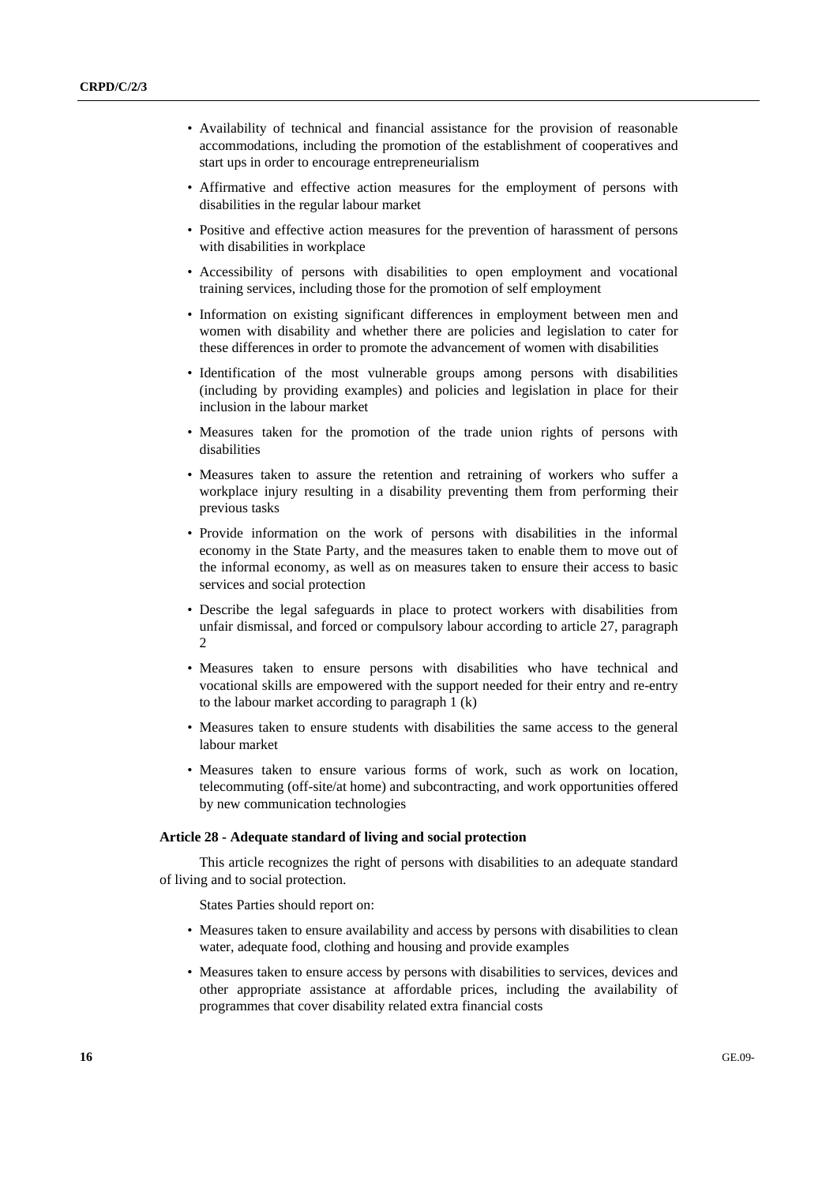- Availability of technical and financial assistance for the provision of reasonable accommodations, including the promotion of the establishment of cooperatives and start ups in order to encourage entrepreneurialism
- Affirmative and effective action measures for the employment of persons with disabilities in the regular labour market
- Positive and effective action measures for the prevention of harassment of persons with disabilities in workplace
- Accessibility of persons with disabilities to open employment and vocational training services, including those for the promotion of self employment
- Information on existing significant differences in employment between men and women with disability and whether there are policies and legislation to cater for these differences in order to promote the advancement of women with disabilities
- Identification of the most vulnerable groups among persons with disabilities (including by providing examples) and policies and legislation in place for their inclusion in the labour market
- Measures taken for the promotion of the trade union rights of persons with disabilities
- Measures taken to assure the retention and retraining of workers who suffer a workplace injury resulting in a disability preventing them from performing their previous tasks
- Provide information on the work of persons with disabilities in the informal economy in the State Party, and the measures taken to enable them to move out of the informal economy, as well as on measures taken to ensure their access to basic services and social protection
- Describe the legal safeguards in place to protect workers with disabilities from unfair dismissal, and forced or compulsory labour according to article 27, paragraph 2
- Measures taken to ensure persons with disabilities who have technical and vocational skills are empowered with the support needed for their entry and re-entry to the labour market according to paragraph 1 (k)
- Measures taken to ensure students with disabilities the same access to the general labour market
- Measures taken to ensure various forms of work, such as work on location, telecommuting (off-site/at home) and subcontracting, and work opportunities offered by new communication technologies

**Article 28 - Adequate standard of living and social protection**

This article recognizes the right of persons with disabilities to an adequate standard of living and to social protection.

States Parties should report on:

- Measures taken to ensure availability and access by persons with disabilities to clean water, adequate food, clothing and housing and provide examples
- Measures taken to ensure access by persons with disabilities to services, devices and other appropriate assistance at affordable prices, including the availability of programmes that cover disability related extra financial costs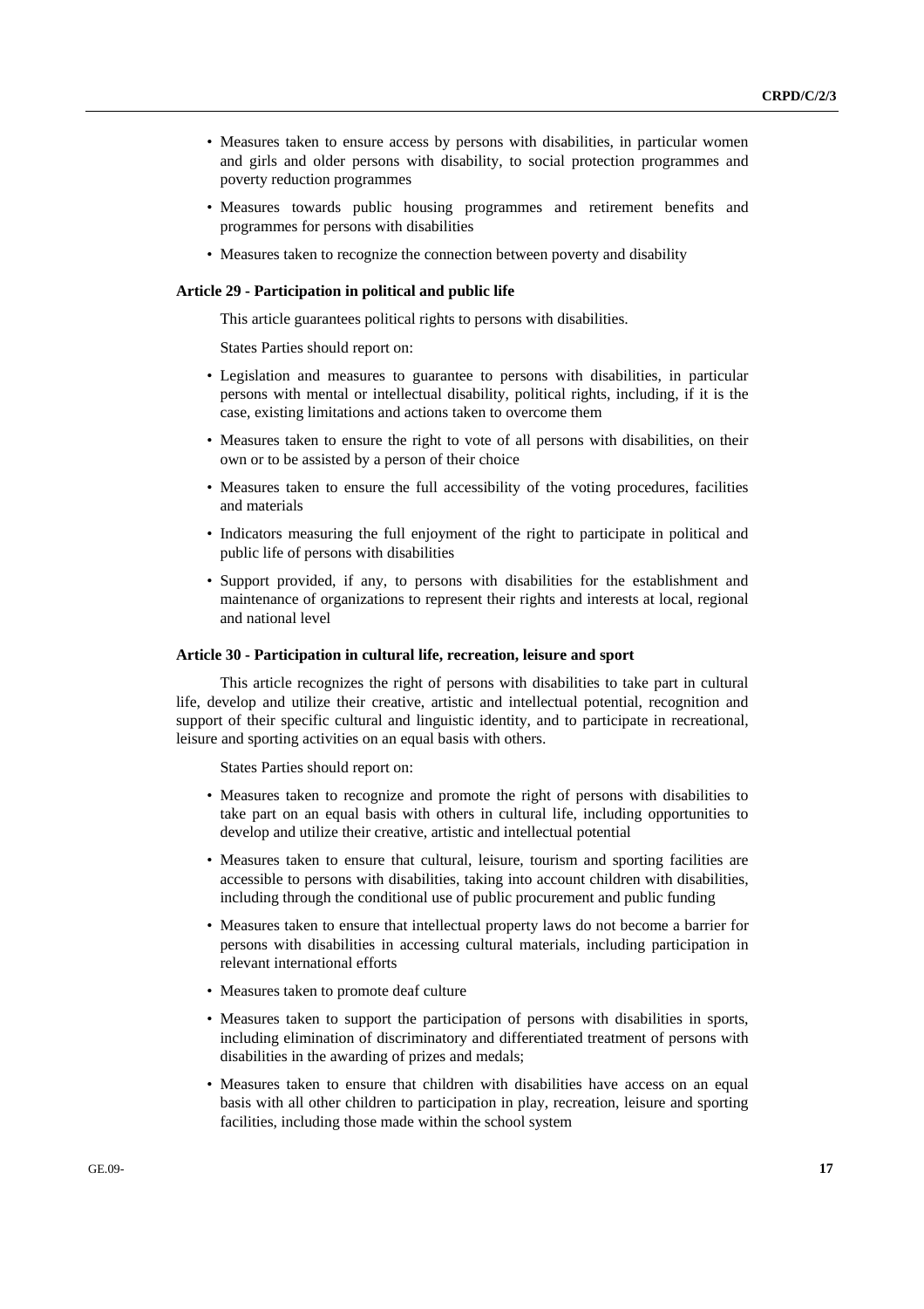- Measures taken to ensure access by persons with disabilities, in particular women and girls and older persons with disability, to social protection programmes and poverty reduction programmes
- Measures towards public housing programmes and retirement benefits and programmes for persons with disabilities
- Measures taken to recognize the connection between poverty and disability

**Article 29 - Participation in political and public life**

This article guarantees political rights to persons with disabilities.

States Parties should report on:

- Legislation and measures to guarantee to persons with disabilities, in particular persons with mental or intellectual disability, political rights, including, if it is the case, existing limitations and actions taken to overcome them
- Measures taken to ensure the right to vote of all persons with disabilities, on their own or to be assisted by a person of their choice
- Measures taken to ensure the full accessibility of the voting procedures, facilities and materials
- Indicators measuring the full enjoyment of the right to participate in political and public life of persons with disabilities
- Support provided, if any, to persons with disabilities for the establishment and maintenance of organizations to represent their rights and interests at local, regional and national level

**Article 30 - Participation in cultural life, recreation, leisure and sport**

This article recognizes the right of persons with disabilities to take part in cultural life, develop and utilize their creative, artistic and intellectual potential, recognition and support of their specific cultural and linguistic identity, and to participate in recreational, leisure and sporting activities on an equal basis with others.

States Parties should report on:

- Measures taken to recognize and promote the right of persons with disabilities to take part on an equal basis with others in cultural life, including opportunities to develop and utilize their creative, artistic and intellectual potential
- Measures taken to ensure that cultural, leisure, tourism and sporting facilities are accessible to persons with disabilities, taking into account children with disabilities, including through the conditional use of public procurement and public funding
- Measures taken to ensure that intellectual property laws do not become a barrier for persons with disabilities in accessing cultural materials, including participation in relevant international efforts
- Measures taken to promote deaf culture
- Measures taken to support the participation of persons with disabilities in sports, including elimination of discriminatory and differentiated treatment of persons with disabilities in the awarding of prizes and medals;
- Measures taken to ensure that children with disabilities have access on an equal basis with all other children to participation in play, recreation, leisure and sporting facilities, including those made within the school system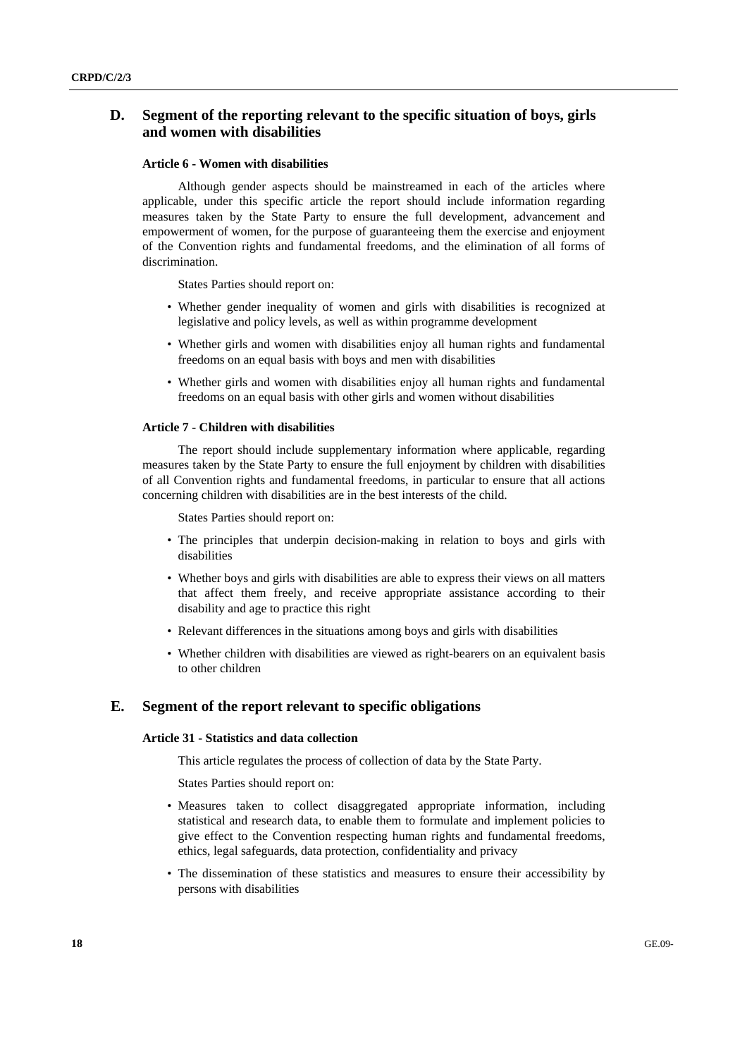## D. Segment of the reporting relevant to the specific situation of boys, girls and women with disabilities

### Article 6 - Women with disabilities

Although gender aspects should be mainstreamed in each of the articles where applicable, under this specific article the report should include information regarding measures taken by the State Party to ensure the full development, advancement and empowerment of women, for the purpose of guaranteeing them the exercise and enjoyment of the Convention rights and fundamental freedoms, and the elimination of all forms of discrimination.

States Parties should report on:

- Whether gender inequality of women and girls with disabilities is recognized at legislative and policy levels, as well as within programme development
- Whether girls and women with disabilities enjoy all human rights and fundamental freedoms on an equal basis with boys and men with disabilities
- Whether girls and women with disabilities enjoy all human rights and fundamental freedoms on an equal basis with other girls and women without disabilities

### Article 7 - Children with disabilities

The report should include supplementary information where applicable, regarding measures taken by the State Party to ensure the full enjoyment by children with disabilities of all Convention rights and fundamental freedoms, in particular to ensure that all actions concerning children with disabilities are in the best interests of the child.

States Parties should report on:

- The principles that underpin decision-making in relation to boys and girls with disabilities
- Whether boys and girls with disabilities are able to express their views on all matters that affect them freely, and receive appropriate assistance according to their disability and age to practice this right
- Relevant differences in the situations among boys and girls with disabilities
- Whether children with disabilities are viewed as right-bearers on an equivalent basis to other children

## E. Segment of the report relevant to specific obligations

### Article 31 - Statistics and data collection

This article regulates the process of collection of data by the State Party.

States Parties should report on:

- Measures taken to collect disaggregated appropriate information, including statistical and research data, to enable them to formulate and implement policies to give effect to the Convention respecting human rights and fundamental freedoms, ethics, legal safeguards, data protection, confidentiality and privacy
- The dissemination of these statistics and measures to ensure their accessibility by persons with disabilities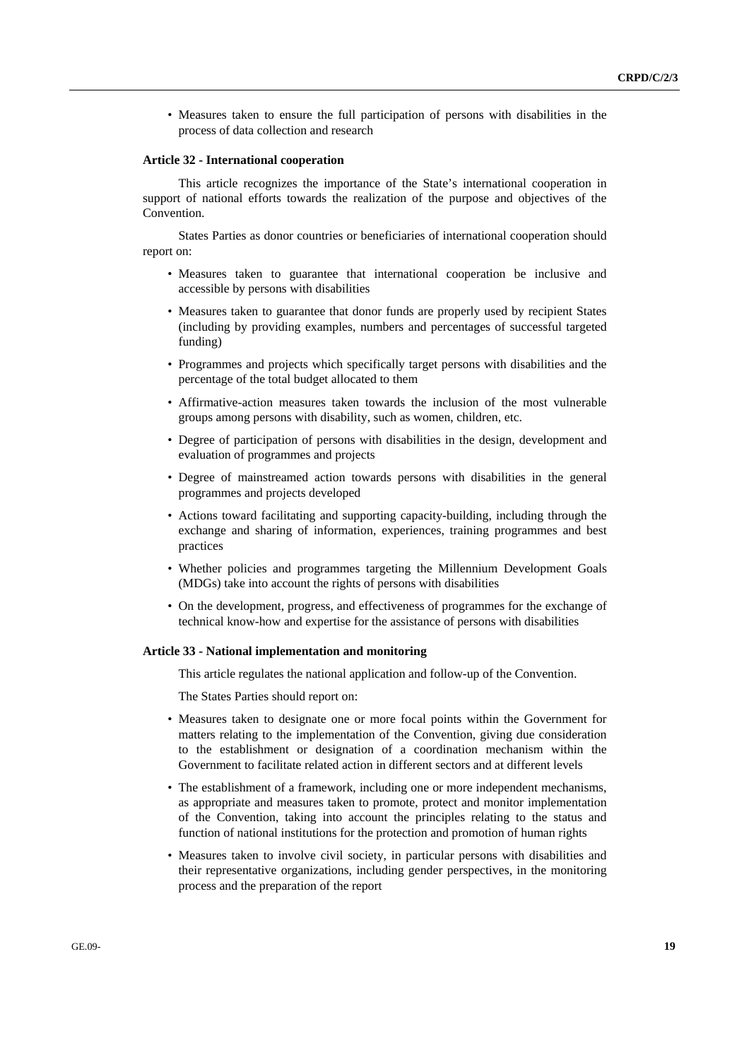- Measures taken to ensure the full participation of persons with disabilities in the process of data collection and research

**Article 32 - International cooperation**

This article recognizes the importance of the State's international cooperation in support of national efforts towards the realization of the purpose and objectives of the Convention.

States Parties as donor countries or beneficiaries of international cooperation should report on:

- Measures taken to guarantee that international cooperation be inclusive and accessible by persons with disabilities
- Measures taken to guarantee that donor funds are properly used by recipient States (including by providing examples, numbers and percentages of successful targeted funding)
- Programmes and projects which specifically target persons with disabilities and the percentage of the total budget allocated to them
- Affirmative-action measures taken towards the inclusion of the most vulnerable groups among persons with disability, such as women, children, etc.
- Degree of participation of persons with disabilities in the design, development and evaluation of programmes and projects
- Degree of mainstreamed action towards persons with disabilities in the general programmes and projects developed
- Actions toward facilitating and supporting capacity-building, including through the exchange and sharing of information, experiences, training programmes and best practices
- Whether policies and programmes targeting the Millennium Development Goals (MDGs) take into account the rights of persons with disabilities
- On the development, progress, and effectiveness of programmes for the exchange of technical know-how and expertise for the assistance of persons with disabilities

**Article 33 - National implementation and monitoring**

This article regulates the national application and follow-up of the Convention.

The States Parties should report on:

- Measures taken to designate one or more focal points within the Government for matters relating to the implementation of the Convention, giving due consideration to the establishment or designation of a coordination mechanism within the Government to facilitate related action in different sectors and at different levels
- The establishment of a framework, including one or more independent mechanisms, as appropriate and measures taken to promote, protect and monitor implementation of the Convention, taking into account the principles relating to the status and function of national institutions for the protection and promotion of human rights
- Measures taken to involve civil society, in particular persons with disabilities and their representative organizations, including gender perspectives, in the monitoring process and the preparation of the report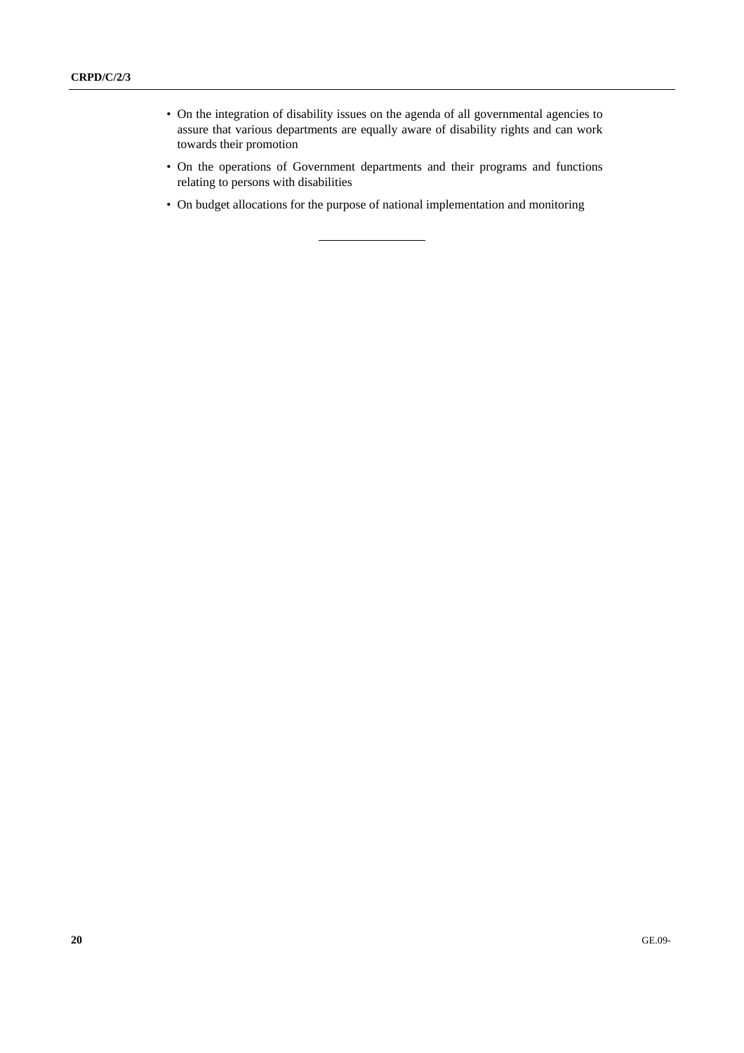- On the integration of disability issues on the agenda of all governmental agencies to assure that various departments are equally aware of disability rights and can work towards their promotion
- On the operations of Government departments and their programs and functions relating to persons with disabilities
- On budget allocations for the purpose of national implementation and monitoring